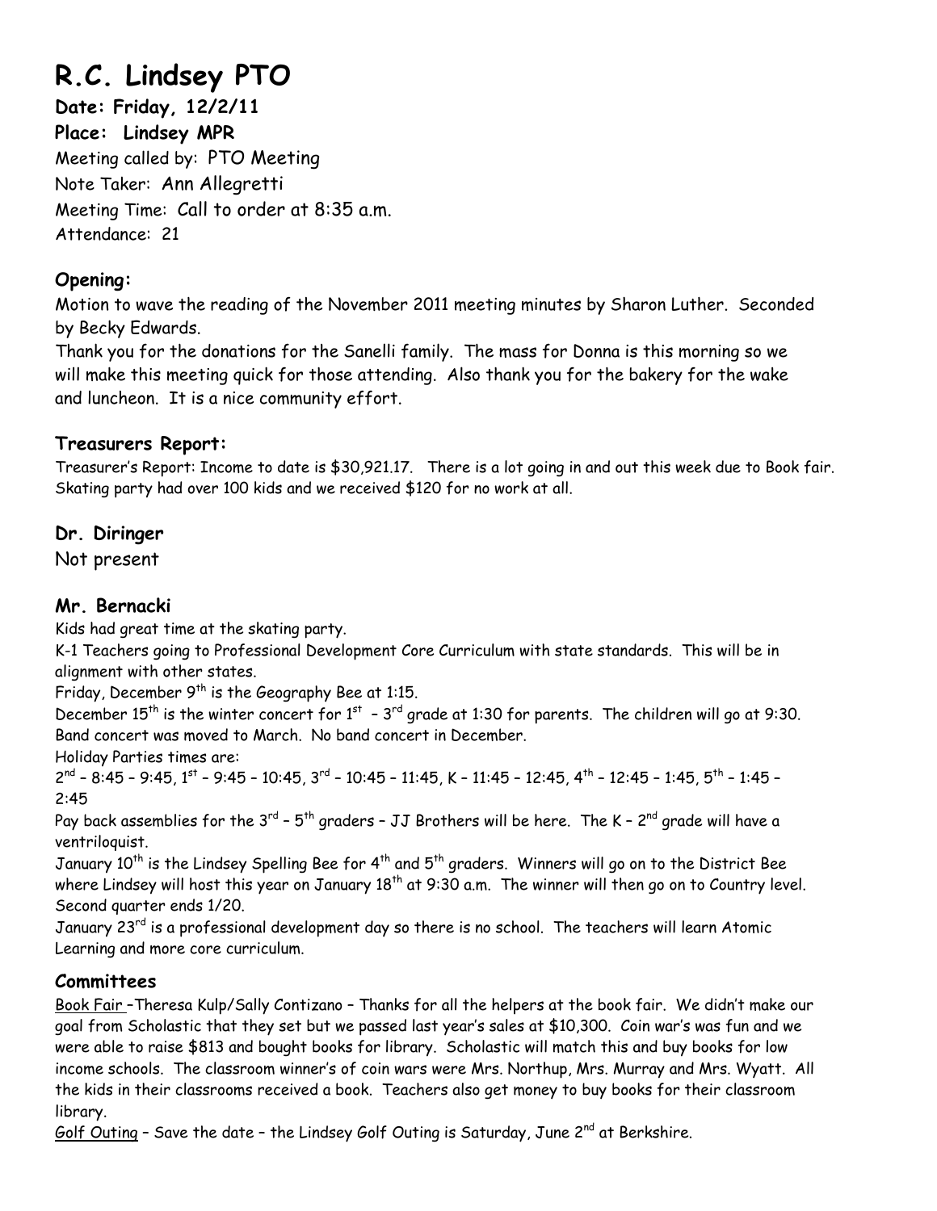# R.C. Lindsey PTO

**Date: Friday, 12/2/11**
**Place: Lindsey MPR**
Meeting called by: PTO Meeting
Note Taker: Ann Allegretti
Meeting Time: Call to order at 8:35 a.m.
Attendance: 21

### Opening:

Motion to wave the reading of the November 2011 meeting minutes by Sharon Luther. Seconded by Becky Edwards.
Thank you for the donations for the Sanelli family. The mass for Donna is this morning so we will make this meeting quick for those attending. Also thank you for the bakery for the wake and luncheon. It is a nice community effort.

### Treasurers Report:

Treasurer's Report: Income to date is $30,921.17. There is a lot going in and out this week due to Book fair. Skating party had over 100 kids and we received $120 for no work at all.

### Dr. Diringer

Not present

### Mr. Bernacki

Kids had great time at the skating party.
K-1 Teachers going to Professional Development Core Curriculum with state standards. This will be in alignment with other states.
Friday, December 9th is the Geography Bee at 1:15.
December 15th is the winter concert for 1st – 3rd grade at 1:30 for parents. The children will go at 9:30.
Band concert was moved to March. No band concert in December.
Holiday Parties times are:
2nd – 8:45 – 9:45, 1st – 9:45 – 10:45, 3rd – 10:45 – 11:45, K – 11:45 – 12:45, 4th – 12:45 – 1:45, 5th – 1:45 – 2:45
Pay back assemblies for the 3rd – 5th graders – JJ Brothers will be here. The K – 2nd grade will have a ventriloquist.
January 10th is the Lindsey Spelling Bee for 4th and 5th graders. Winners will go on to the District Bee where Lindsey will host this year on January 18th at 9:30 a.m. The winner will then go on to Country level.
Second quarter ends 1/20.
January 23rd is a professional development day so there is no school. The teachers will learn Atomic Learning and more core curriculum.

### Committees

Book Fair –Theresa Kulp/Sally Contizano – Thanks for all the helpers at the book fair. We didn't make our goal from Scholastic that they set but we passed last year's sales at $10,300. Coin war's was fun and we were able to raise $813 and bought books for library. Scholastic will match this and buy books for low income schools. The classroom winner's of coin wars were Mrs. Northup, Mrs. Murray and Mrs. Wyatt. All the kids in their classrooms received a book. Teachers also get money to buy books for their classroom library.
Golf Outing – Save the date – the Lindsey Golf Outing is Saturday, June 2nd at Berkshire.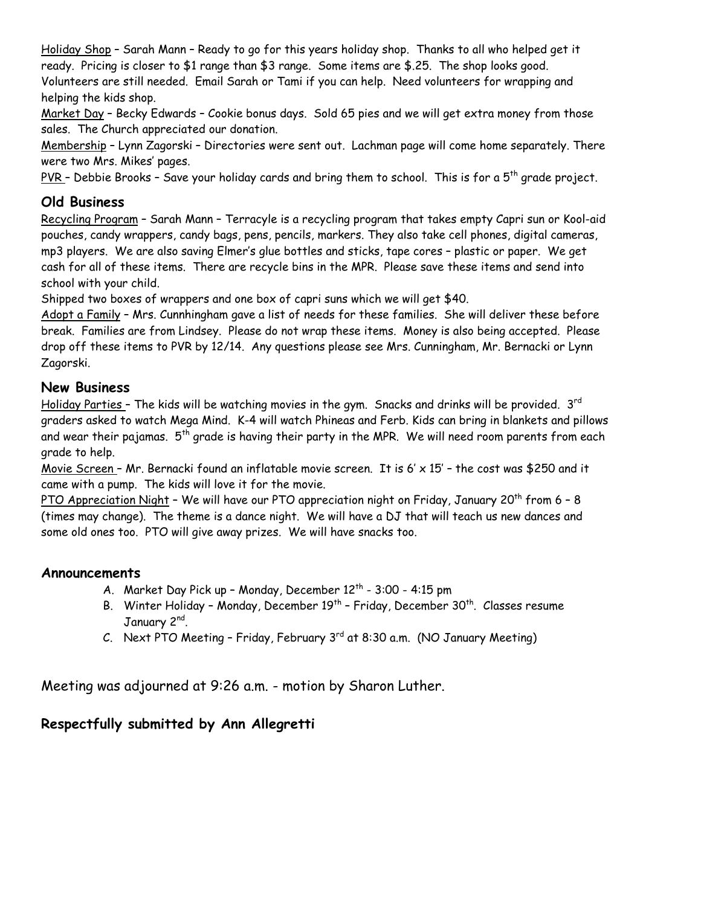Holiday Shop – Sarah Mann – Ready to go for this years holiday shop. Thanks to all who helped get it ready. Pricing is closer to $1 range than $3 range. Some items are $.25. The shop looks good. Volunteers are still needed. Email Sarah or Tami if you can help. Need volunteers for wrapping and helping the kids shop.

Market Day – Becky Edwards – Cookie bonus days. Sold 65 pies and we will get extra money from those sales. The Church appreciated our donation.

Membership – Lynn Zagorski – Directories were sent out. Lachman page will come home separately. There were two Mrs. Mikes' pages.

PVR – Debbie Brooks – Save your holiday cards and bring them to school. This is for a 5th grade project.

## Old Business

Recycling Program – Sarah Mann – Terracyle is a recycling program that takes empty Capri sun or Kool-aid pouches, candy wrappers, candy bags, pens, pencils, markers. They also take cell phones, digital cameras, mp3 players. We are also saving Elmer's glue bottles and sticks, tape cores – plastic or paper. We get cash for all of these items. There are recycle bins in the MPR. Please save these items and send into school with your child.

Shipped two boxes of wrappers and one box of capri suns which we will get $40.

Adopt a Family – Mrs. Cunnhingham gave a list of needs for these families. She will deliver these before break. Families are from Lindsey. Please do not wrap these items. Money is also being accepted. Please drop off these items to PVR by 12/14. Any questions please see Mrs. Cunningham, Mr. Bernacki or Lynn Zagorski.

## New Business

Holiday Parties – The kids will be watching movies in the gym. Snacks and drinks will be provided. 3rd graders asked to watch Mega Mind. K-4 will watch Phineas and Ferb. Kids can bring in blankets and pillows and wear their pajamas. 5th grade is having their party in the MPR. We will need room parents from each grade to help.

Movie Screen – Mr. Bernacki found an inflatable movie screen. It is 6' x 15' – the cost was $250 and it came with a pump. The kids will love it for the movie.

PTO Appreciation Night – We will have our PTO appreciation night on Friday, January 20th from 6 – 8 (times may change). The theme is a dance night. We will have a DJ that will teach us new dances and some old ones too. PTO will give away prizes. We will have snacks too.

## Announcements

A. Market Day Pick up – Monday, December 12th - 3:00 - 4:15 pm
B. Winter Holiday – Monday, December 19th – Friday, December 30th. Classes resume January 2nd.
C. Next PTO Meeting – Friday, February 3rd at 8:30 a.m. (NO January Meeting)

Meeting was adjourned at 9:26 a.m. - motion by Sharon Luther.

**Respectfully submitted by Ann Allegretti**